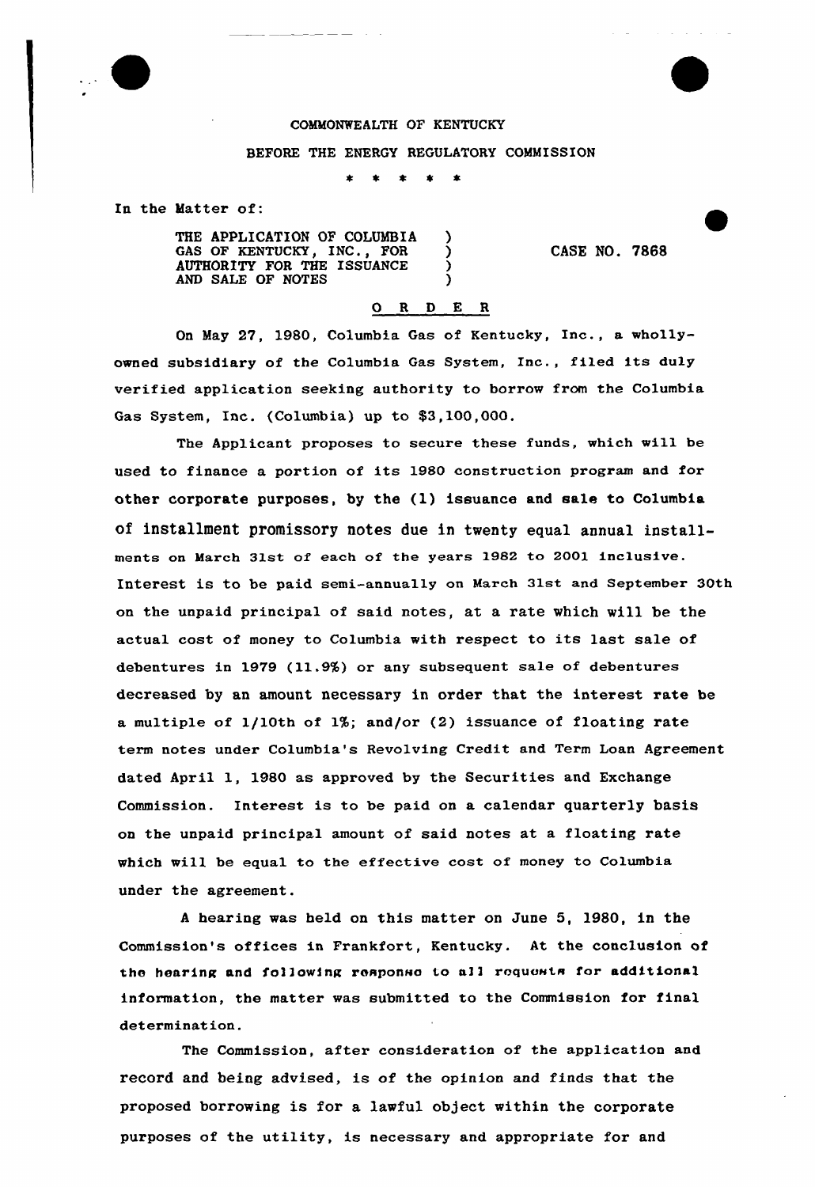COMMONWEALTH OF KENTUCKY

BEFORE THE ENERGY REGULATORY COMMISSION

\* \* \* \* \*

In the Matter of:

THE APPLICATION OF COLUMBIA GAS OF KENTUCKY, INC., FOR AUTHORITY FOR THE ISSUANCE AND SALE OF NOTES ) CASE NO. 7868

O R D E R

On May 27, 1980, Columbia Gas of Kentucky, Inc., a wholly-owned subsidiary of the Columbia Gas System, Inc., filed its duly verified application seeking authority to borrow from the Columbia Gas System, Inc. (Columbia) up to $3,100,000.

The Applicant proposes to secure these funds, which will be used to finance a portion of its 1980 construction program and for other corporate purposes, by the (1) issuance and sale to Columbia of installment promissory notes due in twenty equal annual installments on March 31st of each of the years 1982 to 2001 inclusive. Interest is to be paid semi-annually on March 31st and September 30th on the unpaid principal of said notes, at a rate which will be the actual cost of money to Columbia with respect to its last sale of debentures in 1979 (11.9%) or any subsequent sale of debentures decreased by an amount necessary in order that the interest rate be a multiple of 1/10th of 1%; and/or (2) issuance of floating rate term notes under Columbia's Revolving Credit and Term Loan Agreement dated April 1, 1980 as approved by the Securities and Exchange Commission. Interest is to be paid on a calendar quarterly basis on the unpaid principal amount of said notes at a floating rate which will be equal to the effective cost of money to Columbia under the agreement.

A hearing was held on this matter on June 5, 1980, in the Commission's offices in Frankfort, Kentucky. At the conclusion of the hearing and following response to all requests for additional information, the matter was submitted to the Commission for final determination.

The Commission, after consideration of the application and record and being advised, is of the opinion and finds that the proposed borrowing is for a lawful object within the corporate purposes of the utility, is necessary and appropriate for and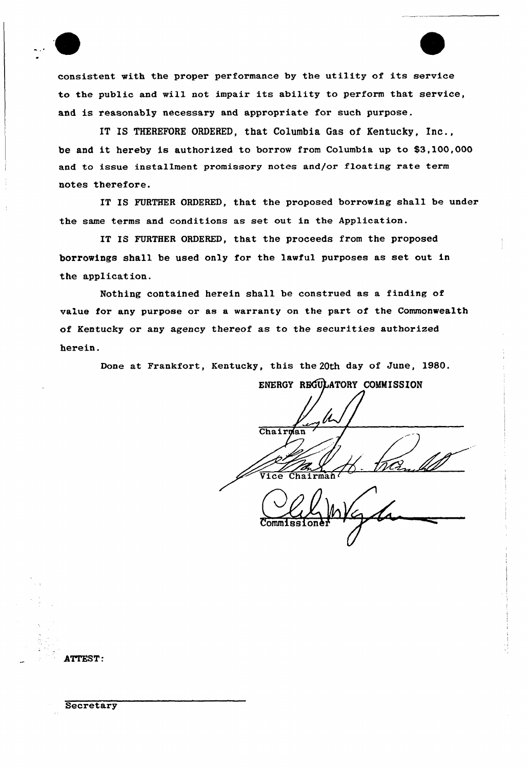consistent with the proper performance by the utility of its service to the public and will not impair its ability to perform that service, and is reasonably necessary and appropriate for such purpose.

IT IS THEREFORE ORDERED, that Columbia Gas of Kentucky, Inc., be and it hereby is authorized to borrow from Columbia up to $3,100,000 and to issue installment promissory notes and/or floating rate term notes therefore.

IT IS FURTHER ORDERED, that the proposed borrowing shall be under the same terms and conditions as set out in the Application.

IT IS FURTHER ORDERED, that the proceeds from the proposed borrowings shall be used only for the lawful purposes as set out in the application.

Nothing contained herein shall be construed as a finding of value for any purpose or as a warranty on the part of the Commonwealth of Kentucky or any agency thereof as to the securities authorized herein.

Done at Frankfort, Kentucky, this the 20th day of June, 1980.

ENERGY REGULATORY COMMISSION

Chairman

Vice Chairman

Commissioner

ATTEST:

Secretary